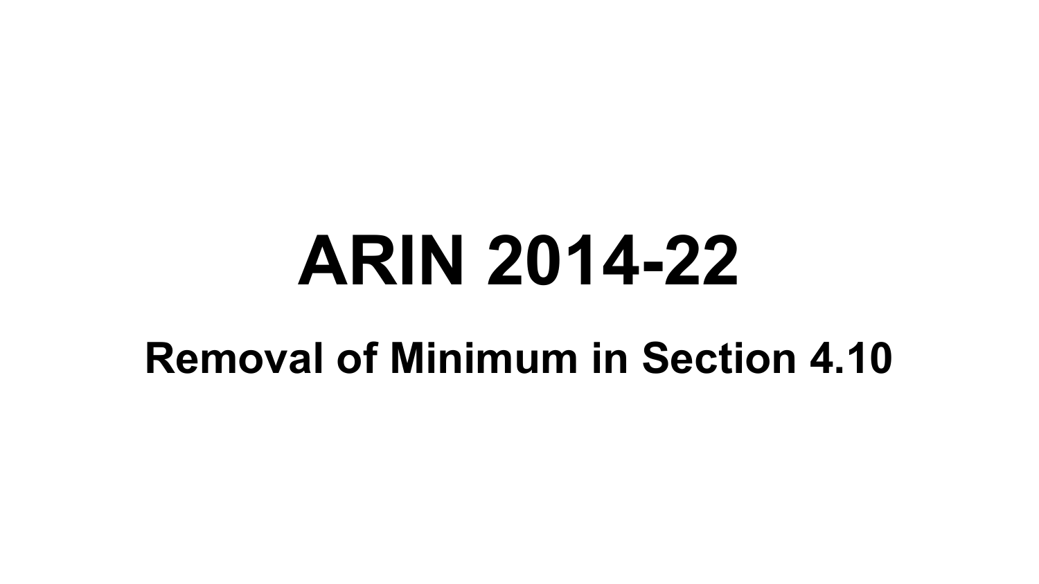# ARIN 2014-22

## Removal of Minimum in Section 4.10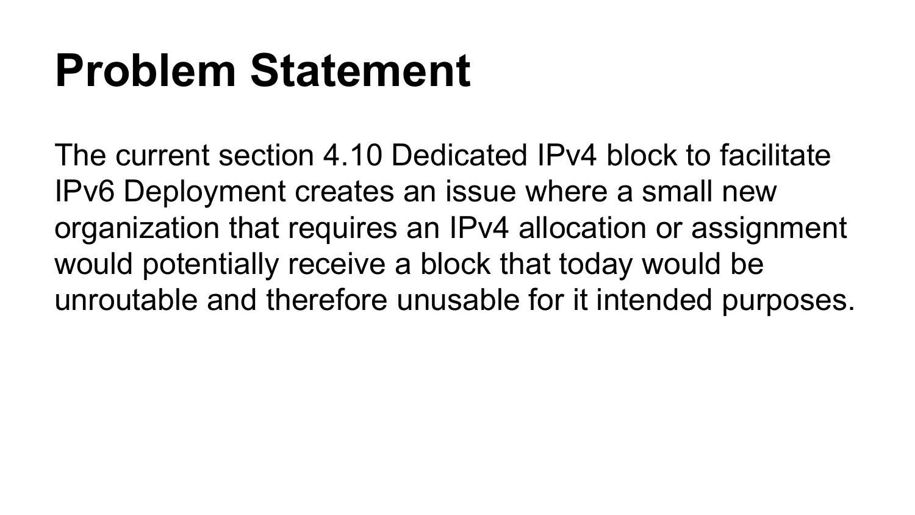# Problem Statement

The current section 4.10 Dedicated IPv4 block to facilitate IPv6 Deployment creates an issue where a small new organization that requires an IPv4 allocation or assignment would potentially receive a block that today would be unroutable and therefore unusable for it intended purposes.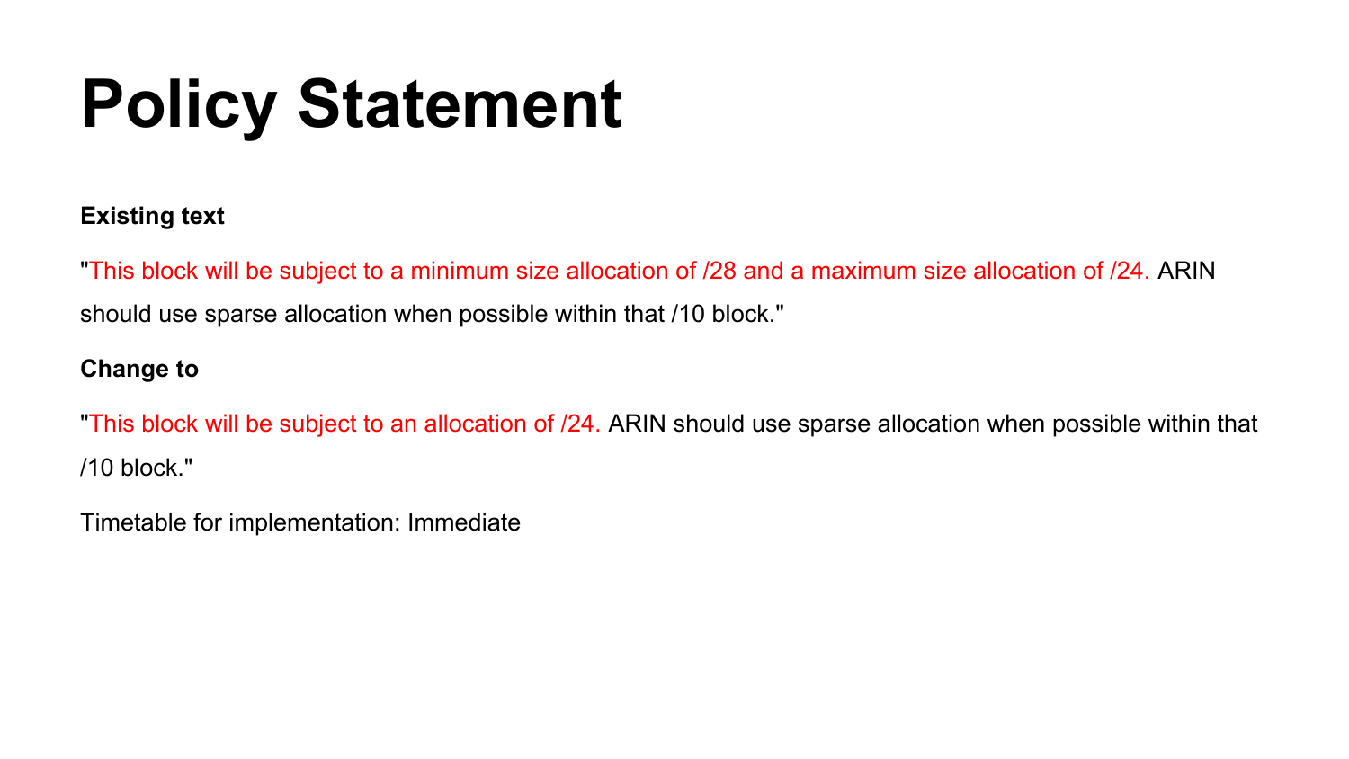# Policy Statement

**Existing text**

"This block will be subject to a minimum size allocation of /28 and a maximum size allocation of /24. ARIN should use sparse allocation when possible within that /10 block."

**Change to**

"This block will be subject to an allocation of /24. ARIN should use sparse allocation when possible within that /10 block."

Timetable for implementation: Immediate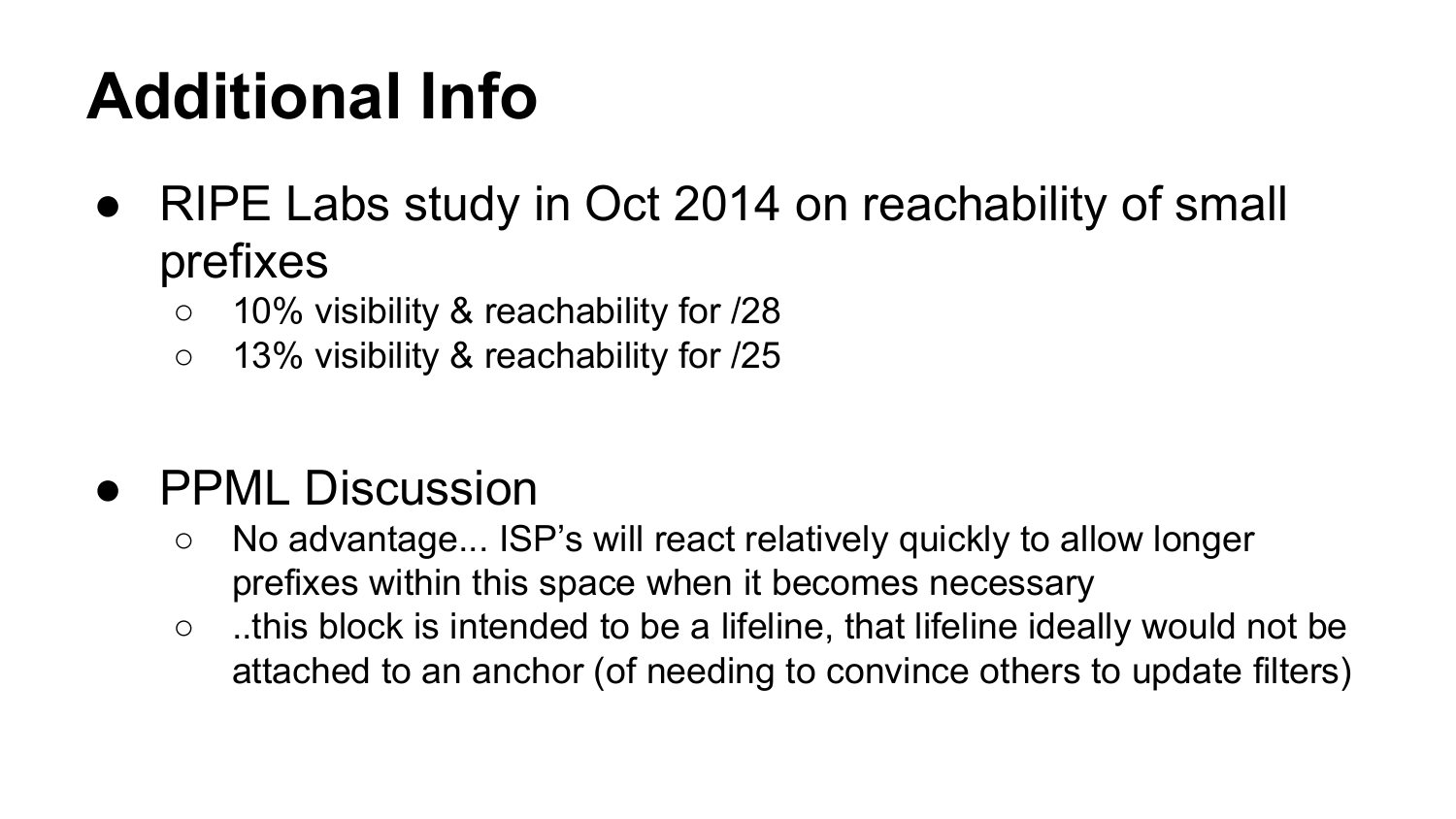# Additional Info

- RIPE Labs study in Oct 2014 on reachability of small prefixes
  - 10% visibility & reachability for /28
  - 13% visibility & reachability for /25

- PPML Discussion
  - No advantage... ISP's will react relatively quickly to allow longer prefixes within this space when it becomes necessary
  - ..this block is intended to be a lifeline, that lifeline ideally would not be attached to an anchor (of needing to convince others to update filters)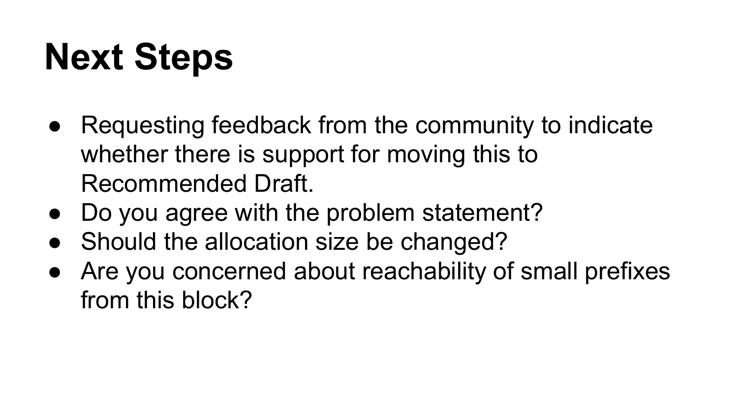# Next Steps

- Requesting feedback from the community to indicate whether there is support for moving this to Recommended Draft.
- Do you agree with the problem statement?
- Should the allocation size be changed?
- Are you concerned about reachability of small prefixes from this block?